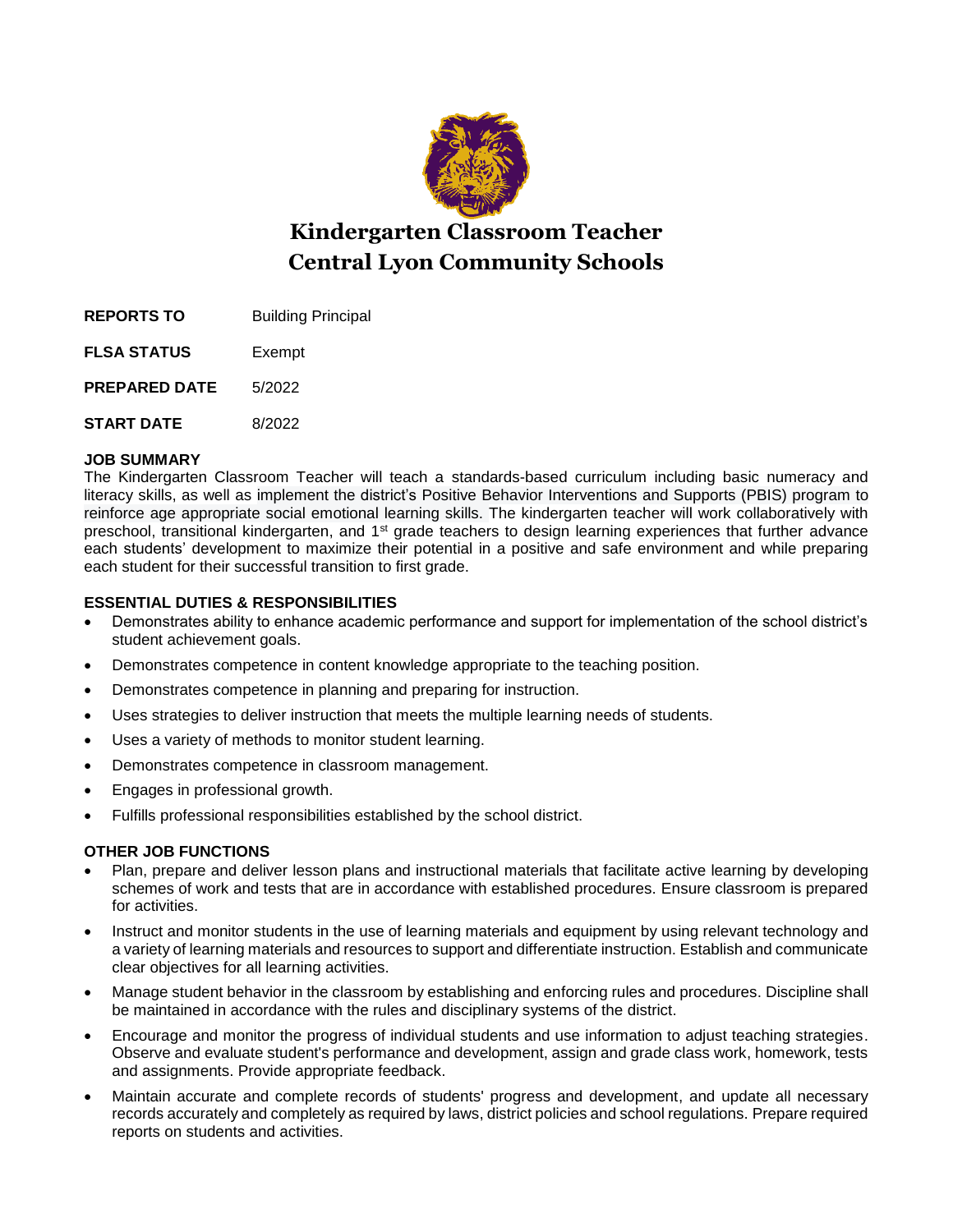# Kindergarten Classroom Teacher
# Central Lyon Community Schools

**REPORTS TO** Building Principal

**FLSA STATUS** Exempt

**PREPARED DATE** 5/2022

**START DATE** 8/2022

**JOB SUMMARY**

The Kindergarten Classroom Teacher will teach a standards-based curriculum including basic numeracy and literacy skills, as well as implement the district's Positive Behavior Interventions and Supports (PBIS) program to reinforce age appropriate social emotional learning skills. The kindergarten teacher will work collaboratively with preschool, transitional kindergarten, and 1st grade teachers to design learning experiences that further advance each students' development to maximize their potential in a positive and safe environment and while preparing each student for their successful transition to first grade.

**ESSENTIAL DUTIES & RESPONSIBILITIES**

- Demonstrates ability to enhance academic performance and support for implementation of the school district's student achievement goals.
- Demonstrates competence in content knowledge appropriate to the teaching position.
- Demonstrates competence in planning and preparing for instruction.
- Uses strategies to deliver instruction that meets the multiple learning needs of students.
- Uses a variety of methods to monitor student learning.
- Demonstrates competence in classroom management.
- Engages in professional growth.
- Fulfills professional responsibilities established by the school district.

**OTHER JOB FUNCTIONS**

- Plan, prepare and deliver lesson plans and instructional materials that facilitate active learning by developing schemes of work and tests that are in accordance with established procedures. Ensure classroom is prepared for activities.
- Instruct and monitor students in the use of learning materials and equipment by using relevant technology and a variety of learning materials and resources to support and differentiate instruction. Establish and communicate clear objectives for all learning activities.
- Manage student behavior in the classroom by establishing and enforcing rules and procedures. Discipline shall be maintained in accordance with the rules and disciplinary systems of the district.
- Encourage and monitor the progress of individual students and use information to adjust teaching strategies. Observe and evaluate student's performance and development, assign and grade class work, homework, tests and assignments. Provide appropriate feedback.
- Maintain accurate and complete records of students' progress and development, and update all necessary records accurately and completely as required by laws, district policies and school regulations. Prepare required reports on students and activities.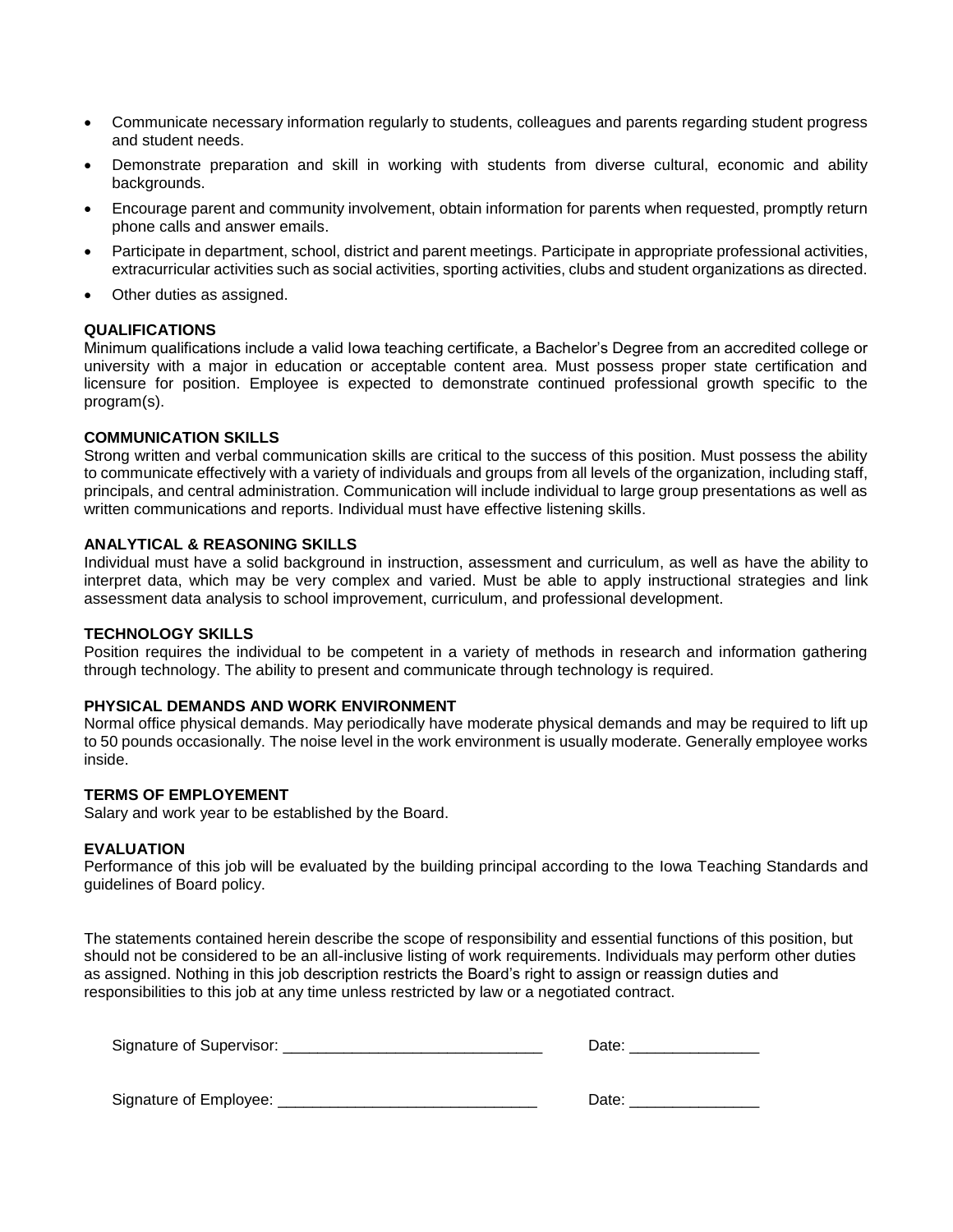- Communicate necessary information regularly to students, colleagues and parents regarding student progress and student needs.
- Demonstrate preparation and skill in working with students from diverse cultural, economic and ability backgrounds.
- Encourage parent and community involvement, obtain information for parents when requested, promptly return phone calls and answer emails.
- Participate in department, school, district and parent meetings. Participate in appropriate professional activities, extracurricular activities such as social activities, sporting activities, clubs and student organizations as directed.
- Other duties as assigned.

**QUALIFICATIONS**

Minimum qualifications include a valid Iowa teaching certificate, a Bachelor's Degree from an accredited college or university with a major in education or acceptable content area. Must possess proper state certification and licensure for position. Employee is expected to demonstrate continued professional growth specific to the program(s).

**COMMUNICATION SKILLS**

Strong written and verbal communication skills are critical to the success of this position. Must possess the ability to communicate effectively with a variety of individuals and groups from all levels of the organization, including staff, principals, and central administration. Communication will include individual to large group presentations as well as written communications and reports. Individual must have effective listening skills.

**ANALYTICAL & REASONING SKILLS**

Individual must have a solid background in instruction, assessment and curriculum, as well as have the ability to interpret data, which may be very complex and varied. Must be able to apply instructional strategies and link assessment data analysis to school improvement, curriculum, and professional development.

**TECHNOLOGY SKILLS**

Position requires the individual to be competent in a variety of methods in research and information gathering through technology. The ability to present and communicate through technology is required.

**PHYSICAL DEMANDS AND WORK ENVIRONMENT**

Normal office physical demands. May periodically have moderate physical demands and may be required to lift up to 50 pounds occasionally. The noise level in the work environment is usually moderate. Generally employee works inside.

**TERMS OF EMPLOYEMENT**

Salary and work year to be established by the Board.

**EVALUATION**

Performance of this job will be evaluated by the building principal according to the Iowa Teaching Standards and guidelines of Board policy.

The statements contained herein describe the scope of responsibility and essential functions of this position, but should not be considered to be an all-inclusive listing of work requirements. Individuals may perform other duties as assigned. Nothing in this job description restricts the Board's right to assign or reassign duties and responsibilities to this job at any time unless restricted by law or a negotiated contract.

Signature of Supervisor: ______________________________ Date: _______________

Signature of Employee: ______________________________ Date: _______________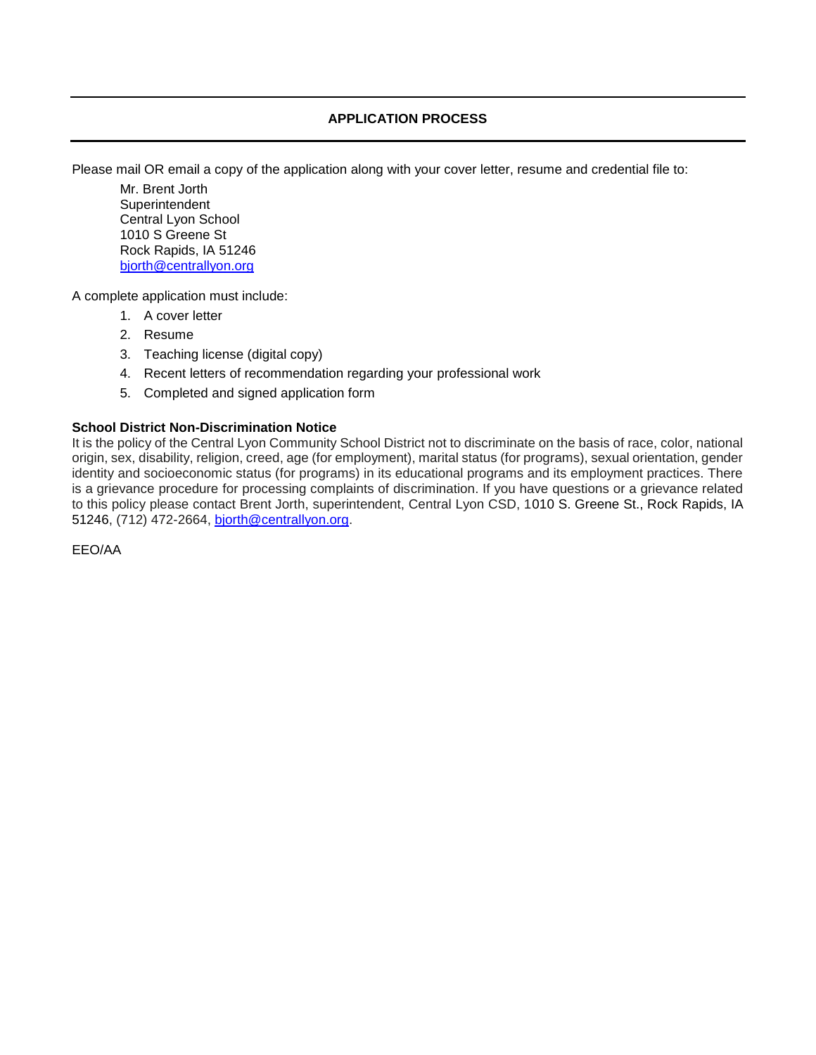## APPLICATION PROCESS

Please mail OR email a copy of the application along with your cover letter, resume and credential file to:

Mr. Brent Jorth
Superintendent
Central Lyon School
1010 S Greene St
Rock Rapids, IA 51246
bjorth@centrallyon.org

A complete application must include:

1. A cover letter
2. Resume
3. Teaching license (digital copy)
4. Recent letters of recommendation regarding your professional work
5. Completed and signed application form

**School District Non-Discrimination Notice**

It is the policy of the Central Lyon Community School District not to discriminate on the basis of race, color, national origin, sex, disability, religion, creed, age (for employment), marital status (for programs), sexual orientation, gender identity and socioeconomic status (for programs) in its educational programs and its employment practices. There is a grievance procedure for processing complaints of discrimination. If you have questions or a grievance related to this policy please contact Brent Jorth, superintendent, Central Lyon CSD, 1010 S. Greene St., Rock Rapids, IA 51246, (712) 472-2664, bjorth@centrallyon.org.

EEO/AA